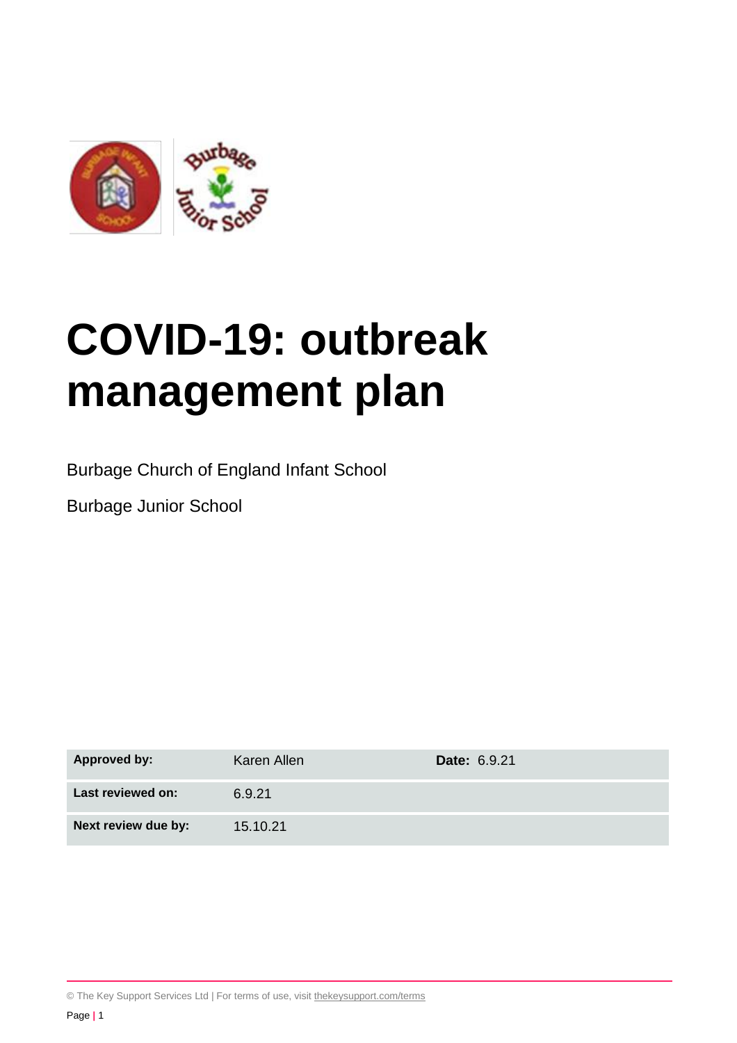# COVID-19: outbreak management plan

Burbage Church of England Infant School

Burbage Junior School

| | | | |
|---|---|---|---|
| **Approved by:** | Karen Allen | **Date:** 6.9.21 | |
| **Last reviewed on:** | 6.9.21 | | |
| **Next review due by:** | 15.10.21 | | |

© The Key Support Services Ltd | For terms of use, visit thekeysupport.com/terms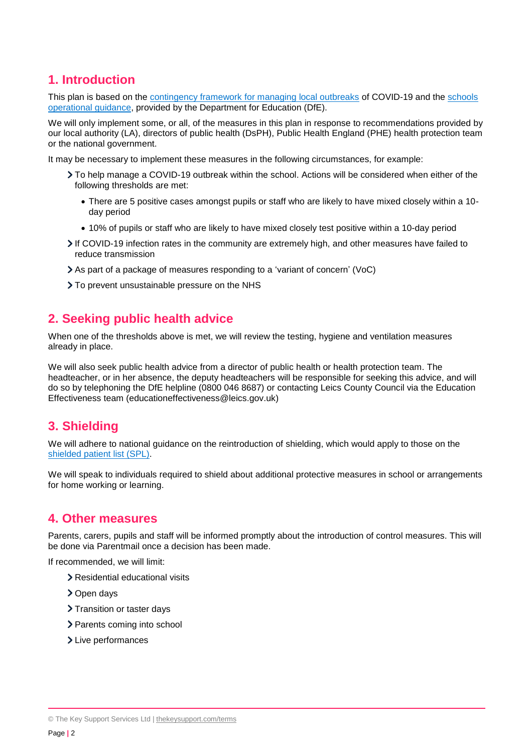## 1. Introduction

This plan is based on the contingency framework for managing local outbreaks of COVID-19 and the schools operational guidance, provided by the Department for Education (DfE).

We will only implement some, or all, of the measures in this plan in response to recommendations provided by our local authority (LA), directors of public health (DsPH), Public Health England (PHE) health protection team or the national government.

It may be necessary to implement these measures in the following circumstances, for example:

- To help manage a COVID-19 outbreak within the school. Actions will be considered when either of the following thresholds are met:
  - There are 5 positive cases amongst pupils or staff who are likely to have mixed closely within a 10-day period
  - 10% of pupils or staff who are likely to have mixed closely test positive within a 10-day period
- If COVID-19 infection rates in the community are extremely high, and other measures have failed to reduce transmission
- As part of a package of measures responding to a 'variant of concern' (VoC)
- To prevent unsustainable pressure on the NHS

## 2. Seeking public health advice

When one of the thresholds above is met, we will review the testing, hygiene and ventilation measures already in place.

We will also seek public health advice from a director of public health or health protection team. The headteacher, or in her absence, the deputy headteachers will be responsible for seeking this advice, and will do so by telephoning the DfE helpline (0800 046 8687) or contacting Leics County Council via the Education Effectiveness team (educationeffectiveness@leics.gov.uk)

## 3. Shielding

We will adhere to national guidance on the reintroduction of shielding, which would apply to those on the shielded patient list (SPL).

We will speak to individuals required to shield about additional protective measures in school or arrangements for home working or learning.

## 4. Other measures

Parents, carers, pupils and staff will be informed promptly about the introduction of control measures. This will be done via Parentmail once a decision has been made.

If recommended, we will limit:

- Residential educational visits
- Open days
- Transition or taster days
- Parents coming into school
- Live performances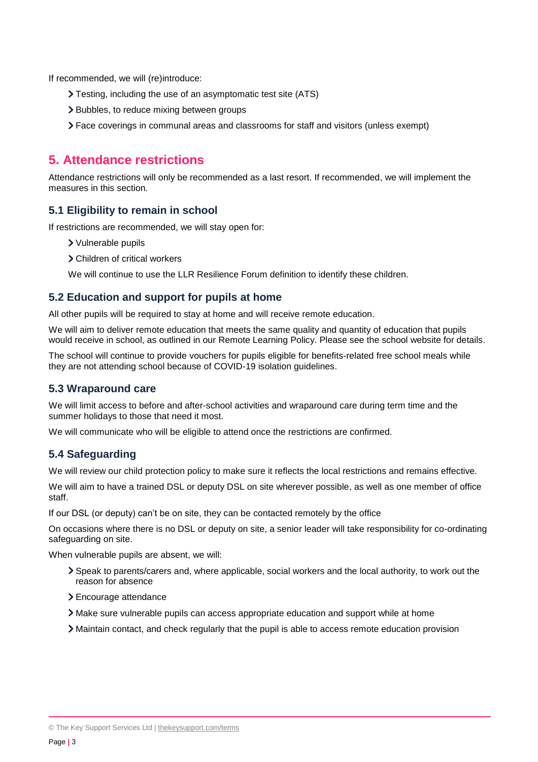If recommended, we will (re)introduce:

- Testing, including the use of an asymptomatic test site (ATS)
- Bubbles, to reduce mixing between groups
- Face coverings in communal areas and classrooms for staff and visitors (unless exempt)

## 5. Attendance restrictions

Attendance restrictions will only be recommended as a last resort. If recommended, we will implement the measures in this section.

### 5.1 Eligibility to remain in school

If restrictions are recommended, we will stay open for:

- Vulnerable pupils
- Children of critical workers

We will continue to use the LLR Resilience Forum definition to identify these children.

### 5.2 Education and support for pupils at home

All other pupils will be required to stay at home and will receive remote education.

We will aim to deliver remote education that meets the same quality and quantity of education that pupils would receive in school, as outlined in our Remote Learning Policy. Please see the school website for details.

The school will continue to provide vouchers for pupils eligible for benefits-related free school meals while they are not attending school because of COVID-19 isolation guidelines.

### 5.3 Wraparound care

We will limit access to before and after-school activities and wraparound care during term time and the summer holidays to those that need it most.

We will communicate who will be eligible to attend once the restrictions are confirmed.

### 5.4 Safeguarding

We will review our child protection policy to make sure it reflects the local restrictions and remains effective.

We will aim to have a trained DSL or deputy DSL on site wherever possible, as well as one member of office staff.

If our DSL (or deputy) can't be on site, they can be contacted remotely by the office

On occasions where there is no DSL or deputy on site, a senior leader will take responsibility for co-ordinating safeguarding on site.

When vulnerable pupils are absent, we will:

- Speak to parents/carers and, where applicable, social workers and the local authority, to work out the reason for absence
- Encourage attendance
- Make sure vulnerable pupils can access appropriate education and support while at home
- Maintain contact, and check regularly that the pupil is able to access remote education provision

© The Key Support Services Ltd | thekeysupport.com/terms